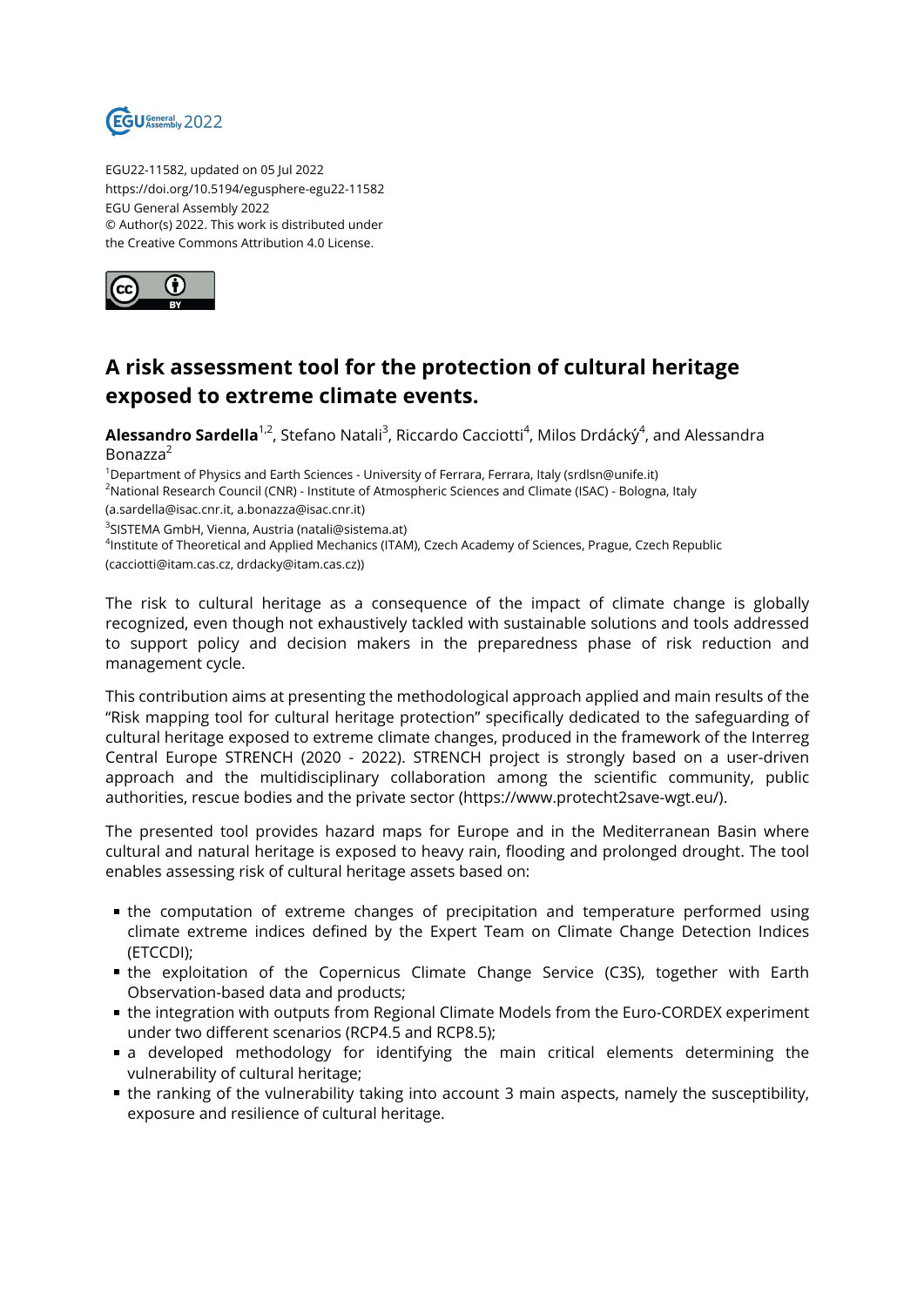EGU22-11582, updated on 05 Jul 2022
https://doi.org/10.5194/egusphere-egu22-11582
EGU General Assembly 2022
© Author(s) 2022. This work is distributed under
the Creative Commons Attribution 4.0 License.

# A risk assessment tool for the protection of cultural heritage exposed to extreme climate events.

**Alessandro Sardella**[1,2], Stefano Natali[3], Riccardo Cacciotti[4], Milos Drdácký[4], and Alessandra Bonazza[2]

[1]Department of Physics and Earth Sciences - University of Ferrara, Ferrara, Italy (srdlsn@unife.it)
[2]National Research Council (CNR) - Institute of Atmospheric Sciences and Climate (ISAC) - Bologna, Italy (a.sardella@isac.cnr.it, a.bonazza@isac.cnr.it)
[3]SISTEMA GmbH, Vienna, Austria (natali@sistema.at)
[4]Institute of Theoretical and Applied Mechanics (ITAM), Czech Academy of Sciences, Prague, Czech Republic (cacciotti@itam.cas.cz, drdacky@itam.cas.cz))

The risk to cultural heritage as a consequence of the impact of climate change is globally recognized, even though not exhaustively tackled with sustainable solutions and tools addressed to support policy and decision makers in the preparedness phase of risk reduction and management cycle.

This contribution aims at presenting the methodological approach applied and main results of the "Risk mapping tool for cultural heritage protection" specifically dedicated to the safeguarding of cultural heritage exposed to extreme climate changes, produced in the framework of the Interreg Central Europe STRENCH (2020 - 2022). STRENCH project is strongly based on a user-driven approach and the multidisciplinary collaboration among the scientific community, public authorities, rescue bodies and the private sector (https://www.protecht2save-wgt.eu/).

The presented tool provides hazard maps for Europe and in the Mediterranean Basin where cultural and natural heritage is exposed to heavy rain, flooding and prolonged drought. The tool enables assessing risk of cultural heritage assets based on:

- the computation of extreme changes of precipitation and temperature performed using climate extreme indices defined by the Expert Team on Climate Change Detection Indices (ETCCDI);
- the exploitation of the Copernicus Climate Change Service (C3S), together with Earth Observation-based data and products;
- the integration with outputs from Regional Climate Models from the Euro-CORDEX experiment under two different scenarios (RCP4.5 and RCP8.5);
- a developed methodology for identifying the main critical elements determining the vulnerability of cultural heritage;
- the ranking of the vulnerability taking into account 3 main aspects, namely the susceptibility, exposure and resilience of cultural heritage.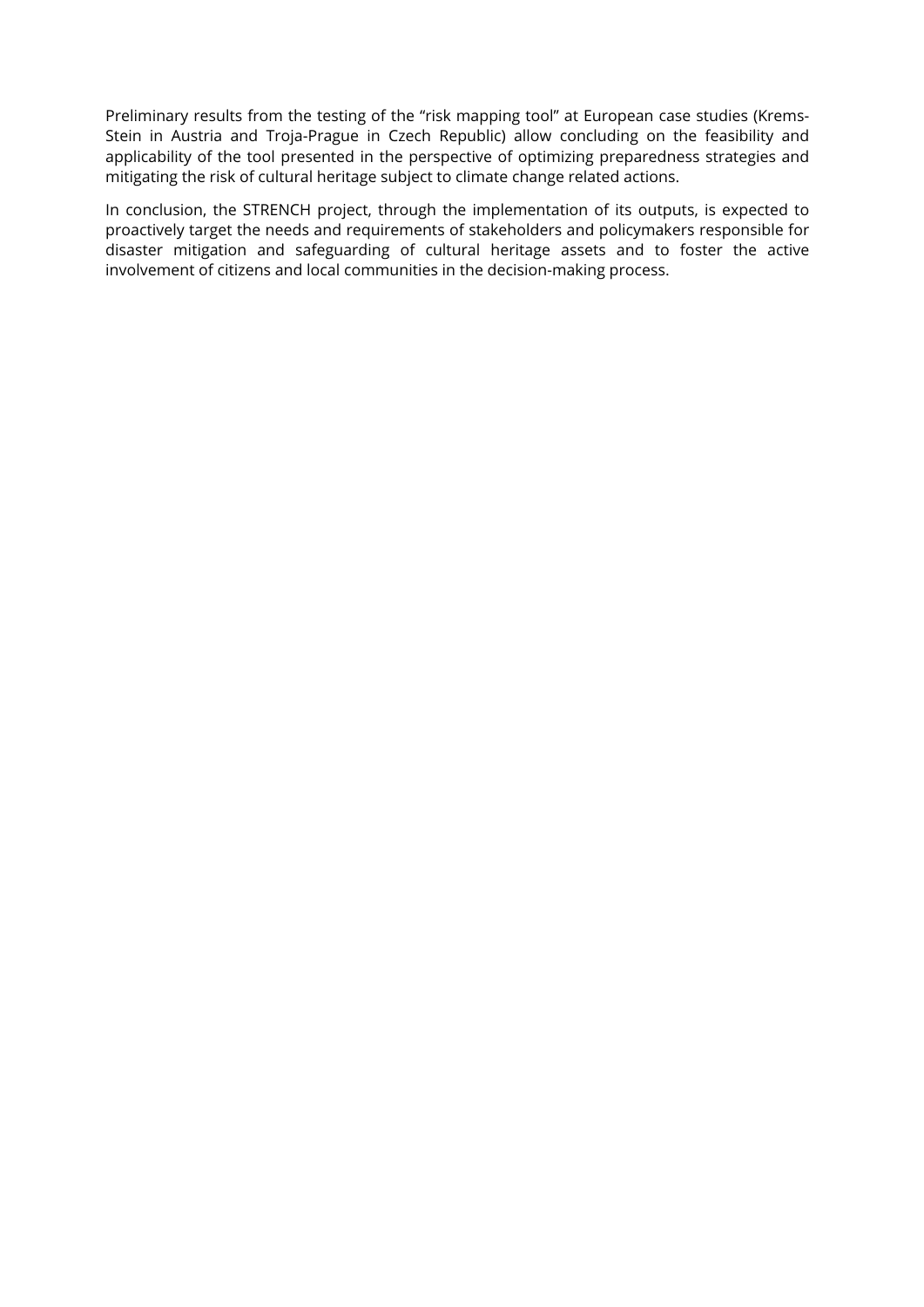Preliminary results from the testing of the "risk mapping tool" at European case studies (Krems-Stein in Austria and Troja-Prague in Czech Republic) allow concluding on the feasibility and applicability of the tool presented in the perspective of optimizing preparedness strategies and mitigating the risk of cultural heritage subject to climate change related actions.

In conclusion, the STRENCH project, through the implementation of its outputs, is expected to proactively target the needs and requirements of stakeholders and policymakers responsible for disaster mitigation and safeguarding of cultural heritage assets and to foster the active involvement of citizens and local communities in the decision-making process.